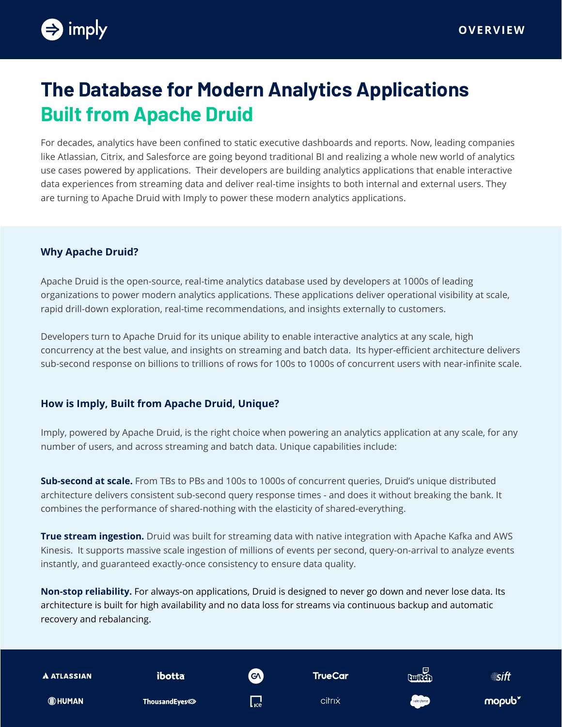imply

OVERVIEW

# The Database for Modern Analytics Applications
## Built from Apache Druid

For decades, analytics have been confined to static executive dashboards and reports. Now, leading companies like Atlassian, Citrix, and Salesforce are going beyond traditional BI and realizing a whole new world of analytics use cases powered by applications. Their developers are building analytics applications that enable interactive data experiences from streaming data and deliver real-time insights to both internal and external users. They are turning to Apache Druid with Imply to power these modern analytics applications.

### Why Apache Druid?

Apache Druid is the open-source, real-time analytics database used by developers at 1000s of leading organizations to power modern analytics applications. These applications deliver operational visibility at scale, rapid drill-down exploration, real-time recommendations, and insights externally to customers.

Developers turn to Apache Druid for its unique ability to enable interactive analytics at any scale, high concurrency at the best value, and insights on streaming and batch data. Its hyper-efficient architecture delivers sub-second response on billions to trillions of rows for 100s to 1000s of concurrent users with near-infinite scale.

### How is Imply, Built from Apache Druid, Unique?

Imply, powered by Apache Druid, is the right choice when powering an analytics application at any scale, for any number of users, and across streaming and batch data. Unique capabilities include:

**Sub-second at scale.** From TBs to PBs and 100s to 1000s of concurrent queries, Druid's unique distributed architecture delivers consistent sub-second query response times - and does it without breaking the bank. It combines the performance of shared-nothing with the elasticity of shared-everything.

**True stream ingestion.** Druid was built for streaming data with native integration with Apache Kafka and AWS Kinesis. It supports massive scale ingestion of millions of events per second, query-on-arrival to analyze events instantly, and guaranteed exactly-once consistency to ensure data quality.

**Non-stop reliability.** For always-on applications, Druid is designed to never go down and never lose data. Its architecture is built for high availability and no data loss for streams via continuous backup and automatic recovery and rebalancing.

ATLASSIAN ibotta GA TrueCar twitch sift

HUMAN ThousandEyes ICE citrix salesforce mopub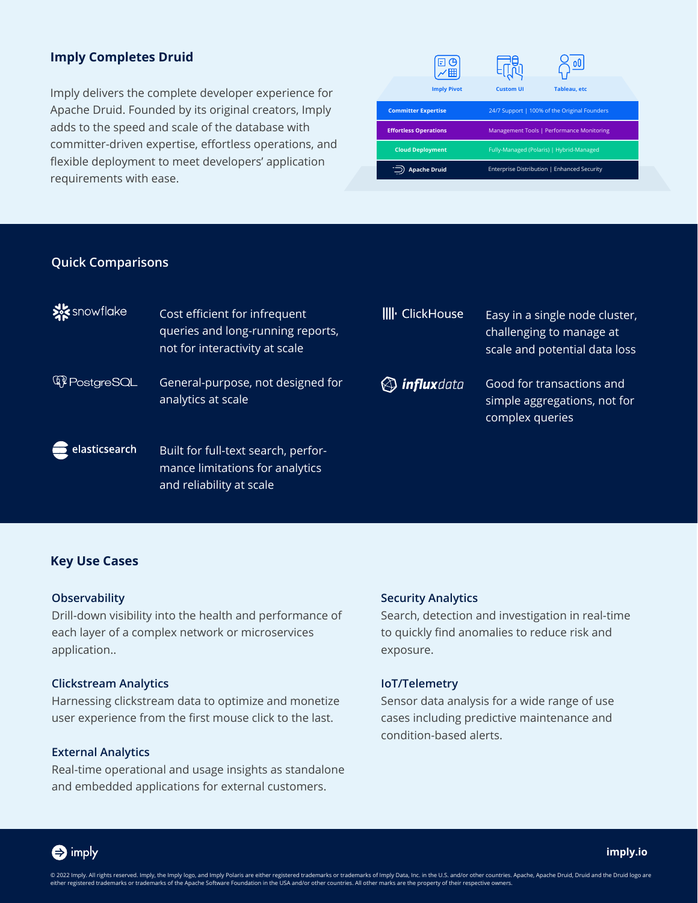## Imply Completes Druid

Imply delivers the complete developer experience for Apache Druid. Founded by its original creators, Imply adds to the speed and scale of the database with committer-driven expertise, effortless operations, and flexible deployment to meet developers' application requirements with ease.

Imply Pivot
Custom UI
Tableau, etc

| | |
|---|---|
| Committer Expertise | 24/7 Support \| 100% of the Original Founders |
| Effortless Operations | Management Tools \| Performance Monitoring |
| Cloud Deployment | Fully-Managed (Polaris) \| Hybrid-Managed |
| Apache Druid | Enterprise Distribution \| Enhanced Security |

## Quick Comparisons

| | |
|---|---|
| snowflake | Cost efficient for infrequent queries and long-running reports, not for interactivity at scale |
| PostgreSQL | General-purpose, not designed for analytics at scale |
| elasticsearch | Built for full-text search, performance limitations for analytics and reliability at scale |
| ClickHouse | Easy in a single node cluster, challenging to manage at scale and potential data loss |
| influxdata | Good for transactions and simple aggregations, not for complex queries |

## Key Use Cases

### Observability
Drill-down visibility into the health and performance of each layer of a complex network or microservices application..

### Clickstream Analytics
Harnessing clickstream data to optimize and monetize user experience from the first mouse click to the last.

### External Analytics
Real-time operational and usage insights as standalone and embedded applications for external customers.

### Security Analytics
Search, detection and investigation in real-time to quickly find anomalies to reduce risk and exposure.

### IoT/Telemetry
Sensor data analysis for a wide range of use cases including predictive maintenance and condition-based alerts.

imply

imply.io

© 2022 Imply. All rights reserved. Imply, the Imply logo, and Imply Polaris are either registered trademarks or trademarks of Imply Data, Inc. in the U.S. and/or other countries. Apache, Apache Druid, Druid and the Druid logo are either registered trademarks or trademarks of the Apache Software Foundation in the USA and/or other countries. All other marks are the property of their respective owners.